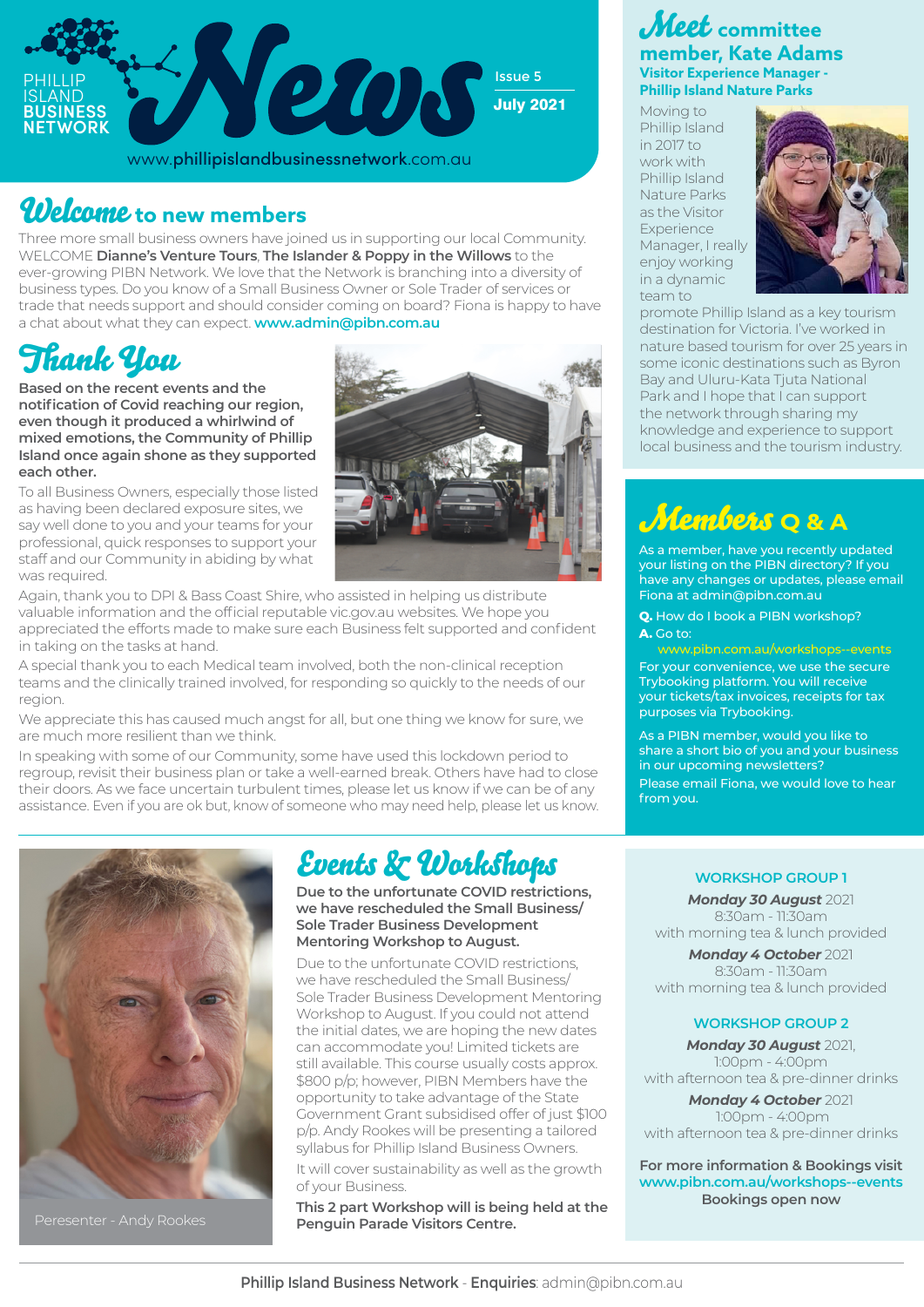# Phillip Island Business Network News

Issue 5

July 2021

www.phillipislandbusinessnetwork.com.au

## Welcome to new members

Three more small business owners have joined us in supporting our local Community. WELCOME **Dianne's Venture Tours**, **The Islander & Poppy in the Willows** to the ever-growing PIBN Network. We love that the Network is branching into a diversity of business types. Do you know of a Small Business Owner or Sole Trader of services or trade that needs support and should consider coming on board? Fiona is happy to have a chat about what they can expect. **www.admin@pibn.com.au**

## Thank You

**Based on the recent events and the notification of Covid reaching our region, even though it produced a whirlwind of mixed emotions, the Community of Phillip Island once again shone as they supported each other.**

To all Business Owners, especially those listed as having been declared exposure sites, we say well done to you and your teams for your professional, quick responses to support your staff and our Community in abiding by what was required.

Again, thank you to DPI & Bass Coast Shire, who assisted in helping us distribute valuable information and the official reputable vic.gov.au websites. We hope you appreciated the efforts made to make sure each Business felt supported and confident in taking on the tasks at hand.

A special thank you to each Medical team involved, both the non-clinical reception teams and the clinically trained involved, for responding so quickly to the needs of our region.

We appreciate this has caused much angst for all, but one thing we know for sure, we are much more resilient than we think.

In speaking with some of our Community, some have used this lockdown period to regroup, revisit their business plan or take a well-earned break. Others have had to close their doors. As we face uncertain turbulent times, please let us know if we can be of any assistance. Even if you are ok but, know of someone who may need help, please let us know.

## Meet committee member, Kate Adams

**Visitor Experience Manager - Phillip Island Nature Parks**

Moving to Phillip Island in 2017 to work with Phillip Island Nature Parks as the Visitor Experience Manager, I really enjoy working in a dynamic team to promote Phillip Island as a key tourism destination for Victoria. I've worked in nature based tourism for over 25 years in some iconic destinations such as Byron Bay and Uluru-Kata Tjuta National Park and I hope that I can support the network through sharing my knowledge and experience to support local business and the tourism industry.

## Members Q & A

As a member, have you recently updated your listing on the PIBN directory? If you have any changes or updates, please email Fiona at admin@pibn.com.au

**Q.** How do I book a PIBN workshop?

**A.** Go to:

www.pibn.com.au/workshops--events

For your convenience, we use the secure Trybooking platform. You will receive your tickets/tax invoices, receipts for tax purposes via Trybooking.

As a PIBN member, would you like to share a short bio of you and your business in our upcoming newsletters?

Please email Fiona, we would love to hear from you.

## Events & Workshops

**Due to the unfortunate COVID restrictions, we have rescheduled the Small Business/ Sole Trader Business Development Mentoring Workshop to August.**

Due to the unfortunate COVID restrictions, we have rescheduled the Small Business/ Sole Trader Business Development Mentoring Workshop to August. If you could not attend the initial dates, we are hoping the new dates can accommodate you! Limited tickets are still available. This course usually costs approx. $800 p/p; however, PIBN Members have the opportunity to take advantage of the State Government Grant subsidised offer of just $100 p/p. Andy Rookes will be presenting a tailored syllabus for Phillip Island Business Owners.

It will cover sustainability as well as the growth of your Business.

**This 2 part Workshop will is being held at the Penguin Parade Visitors Centre.**

Peresenter - Andy Rookes

### WORKSHOP GROUP 1

***Monday 30 August*** 2021
8:30am - 11:30am
with morning tea & lunch provided

***Monday 4 October*** 2021
8:30am - 11:30am
with morning tea & lunch provided

### WORKSHOP GROUP 2

***Monday 30 August*** 2021,
1:00pm - 4:00pm
with afternoon tea & pre-dinner drinks

***Monday 4 October*** 2021
1:00pm - 4:00pm
with afternoon tea & pre-dinner drinks

**For more information & Bookings visit www.pibn.com.au/workshops--events**

**Bookings open now**

**Phillip Island Business Network** - **Enquiries**: admin@pibn.com.au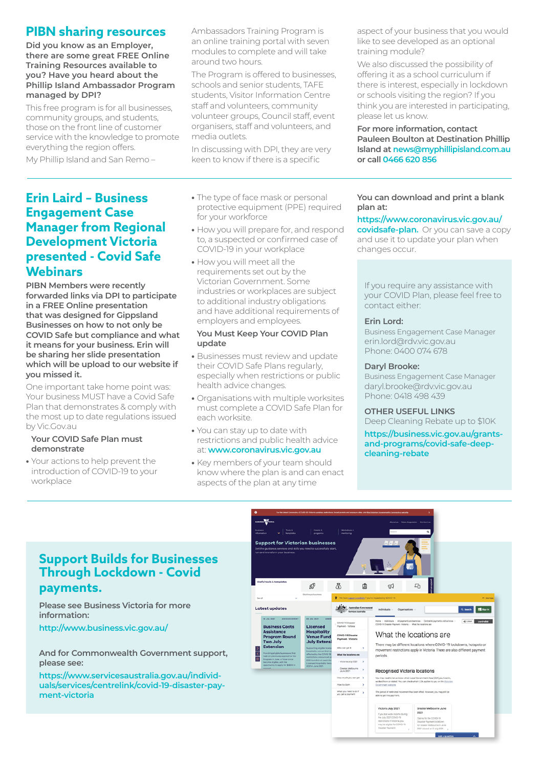## PIBN sharing resources

**Did you know as an Employer, there are some great FREE Online Training Resources available to you? Have you heard about the Phillip Island Ambassador Program managed by DPI?**

This free program is for all businesses, community groups, and students, those on the front line of customer service with the knowledge to promote everything the region offers.

My Phillip Island and San Remo – Ambassadors Training Program is an online training portal with seven modules to complete and will take around two hours.

The Program is offered to businesses, schools and senior students, TAFE students, Visitor Information Centre staff and volunteers, community volunteer groups, Council staff, event organisers, staff and volunteers, and media outlets.

In discussing with DPI, they are very keen to know if there is a specific aspect of your business that you would like to see developed as an optional training module?

We also discussed the possibility of offering it as a school curriculum if there is interest, especially in lockdown or schools visiting the region? If you think you are interested in participating, please let us know.

**For more information, contact Pauleen Boulton at Destination Phillip Island at news@myphillipisland.com.au or call 0466 620 856**

## Erin Laird – Business Engagement Case Manager from Regional Development Victoria presented - Covid Safe Webinars

**PIBN Members were recently forwarded links via DPI to participate in a FREE Online presentation that was designed for Gippsland Businesses on how to not only be COVID Safe but compliance and what it means for your business. Erin will be sharing her slide presentation which will be upload to our website if you missed it.**

One important take home point was: Your business MUST have a Covid Safe Plan that demonstrates & comply with the most up to date regulations issued by Vic.Gov.au

**Your COVID Safe Plan must demonstrate**

- Your actions to help prevent the introduction of COVID-19 to your workplace
- The type of face mask or personal protective equipment (PPE) required for your workforce
- How you will prepare for, and respond to, a suspected or confirmed case of COVID-19 in your workplace
- How you will meet all the requirements set out by the Victorian Government. Some industries or workplaces are subject to additional industry obligations and have additional requirements of employers and employees.

**You Must Keep Your COVID Plan update**

- Businesses must review and update their COVID Safe Plans regularly, especially when restrictions or public health advice changes.
- Organisations with multiple worksites must complete a COVID Safe Plan for each worksite.
- You can stay up to date with restrictions and public health advice at: www.coronavirus.vic.gov.au
- Key members of your team should know where the plan is and can enact aspects of the plan at any time

**You can download and print a blank plan at:**

**https://www.coronavirus.vic.gov.au/covidsafe-plan.** Or you can save a copy and use it to update your plan when changes occur.

If you require any assistance with your COVID Plan, please feel free to contact either:

**Erin Lord:**
Business Engagement Case Manager
erin.lord@rdv.vic.gov.au
Phone: 0400 074 678

**Daryl Brooke:**
Business Engagement Case Manager
daryl.brooke@rdv.vic.gov.au
Phone: 0418 498 439

**OTHER USEFUL LINKS**
Deep Cleaning Rebate up to $10K
**https://business.vic.gov.au/grants-and-programs/covid-safe-deep-cleaning-rebate**

## Support Builds for Businesses Through Lockdown - Covid payments.

**Please see Business Victoria for more information:**

http://www.business.vic.gov.au/

**And for Commonwealth Government support, please see:**

https://www.servicesaustralia.gov.au/individuals/services/centrelink/covid-19-disaster-payment-victoria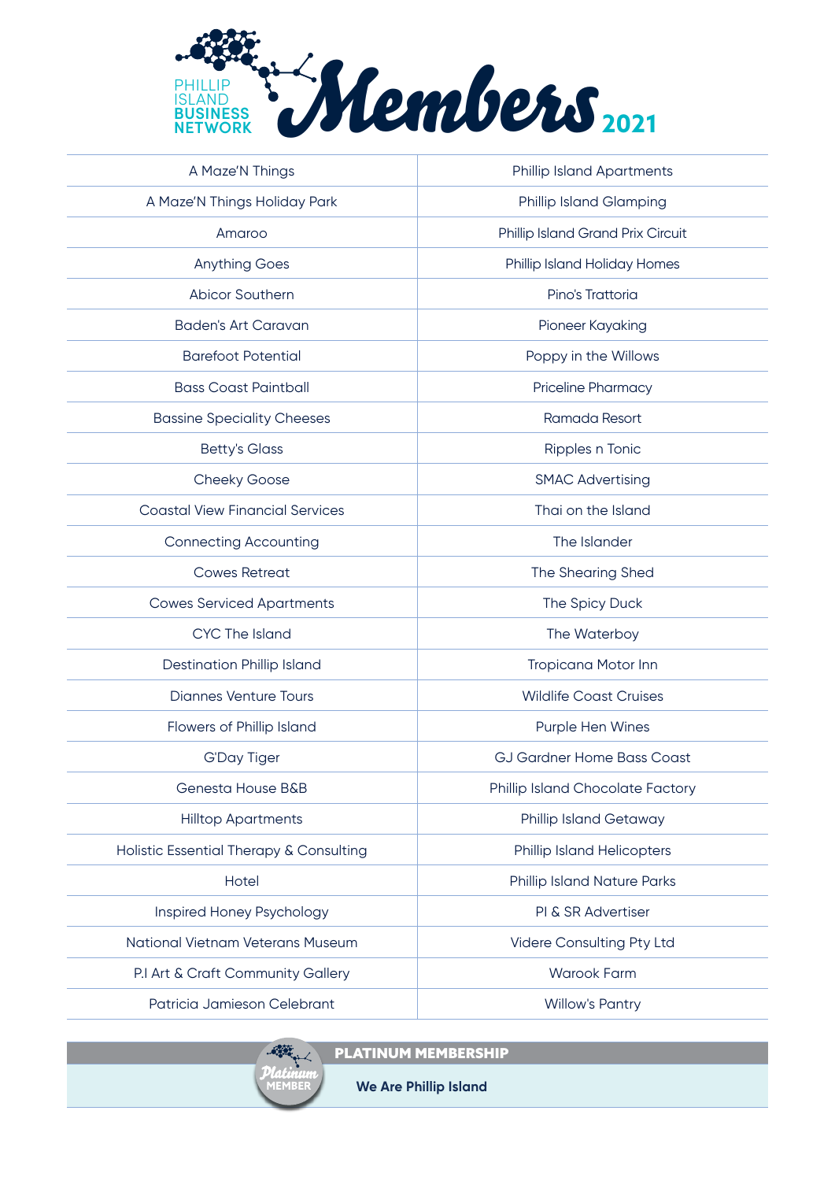# PHILLIP ISLAND BUSINESS NETWORK Members 2021

| | |
|---|---|
| A Maze'N Things | Phillip Island Apartments |
| A Maze'N Things Holiday Park | Phillip Island Glamping |
| Amaroo | Phillip Island Grand Prix Circuit |
| Anything Goes | Phillip Island Holiday Homes |
| Abicor Southern | Pino's Trattoria |
| Baden's Art Caravan | Pioneer Kayaking |
| Barefoot Potential | Poppy in the Willows |
| Bass Coast Paintball | Priceline Pharmacy |
| Bassine Speciality Cheeses | Ramada Resort |
| Betty's Glass | Ripples n Tonic |
| Cheeky Goose | SMAC Advertising |
| Coastal View Financial Services | Thai on the Island |
| Connecting Accounting | The Islander |
| Cowes Retreat | The Shearing Shed |
| Cowes Serviced Apartments | The Spicy Duck |
| CYC The Island | The Waterboy |
| Destination Phillip Island | Tropicana Motor Inn |
| Diannes Venture Tours | Wildlife Coast Cruises |
| Flowers of Phillip Island | Purple Hen Wines |
| G'Day Tiger | GJ Gardner Home Bass Coast |
| Genesta House B&B | Phillip Island Chocolate Factory |
| Hilltop Apartments | Phillip Island Getaway |
| Holistic Essential Therapy & Consulting | Phillip Island Helicopters |
| Hotel | Phillip Island Nature Parks |
| Inspired Honey Psychology | PI & SR Advertiser |
| National Vietnam Veterans Museum | Videre Consulting Pty Ltd |
| P.I Art & Craft Community Gallery | Warook Farm |
| Patricia Jamieson Celebrant | Willow's Pantry |

## PLATINUM MEMBERSHIP

Platinum MEMBER

**We Are Phillip Island**